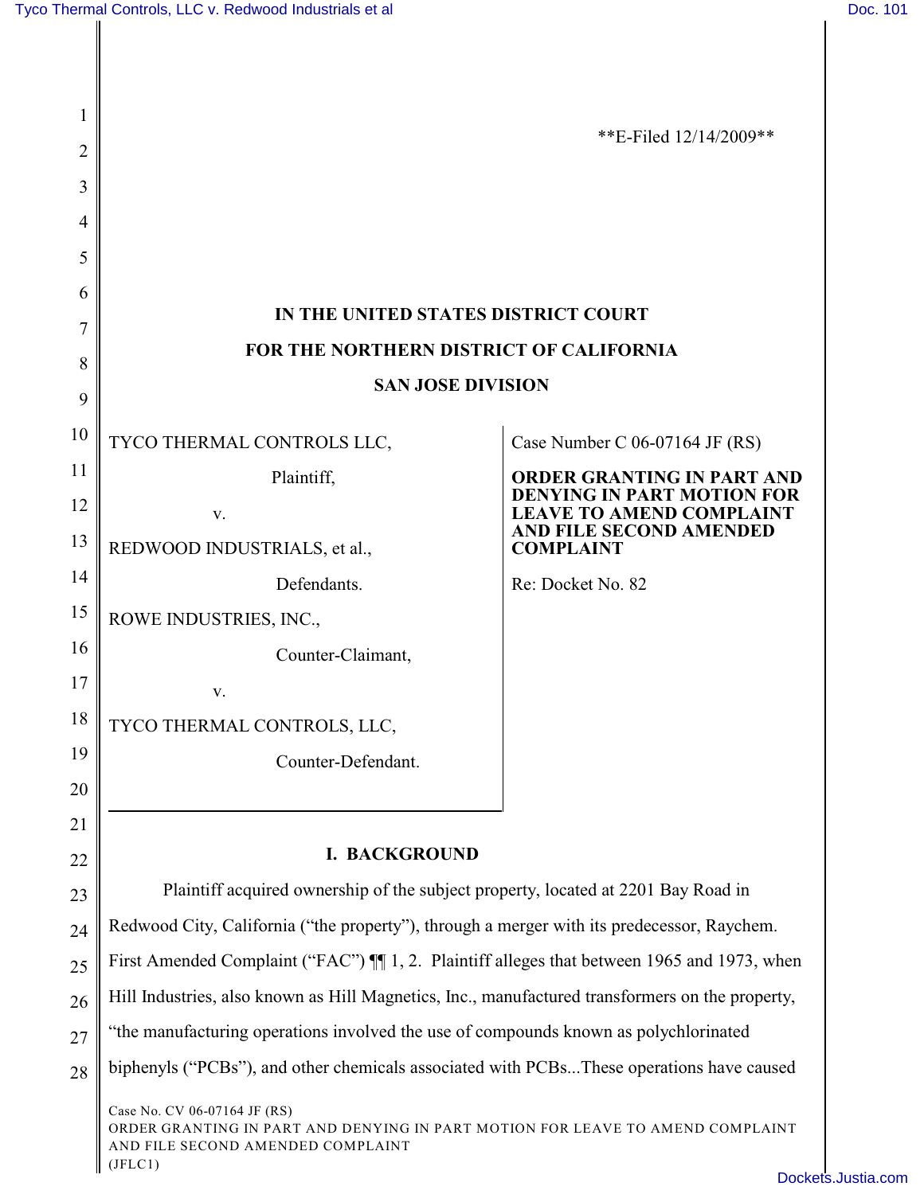**E-Filed 12/14/2009**

IN THE UNITED STATES DISTRICT COURT

FOR THE NORTHERN DISTRICT OF CALIFORNIA

SAN JOSE DIVISION

| | |
|---|---|
| TYCO THERMAL CONTROLS LLC,<br>Plaintiff,<br>v.<br>REDWOOD INDUSTRIALS, et al.,<br>Defendants.<br>ROWE INDUSTRIES, INC.,<br>Counter-Claimant,<br>v.<br>TYCO THERMAL CONTROLS, LLC,<br>Counter-Defendant. | Case Number C 06-07164 JF (RS)<br>**ORDER GRANTING IN PART AND DENYING IN PART MOTION FOR LEAVE TO AMEND COMPLAINT AND FILE SECOND AMENDED COMPLAINT**<br>Re: Docket No. 82 |

## I. BACKGROUND

Plaintiff acquired ownership of the subject property, located at 2201 Bay Road in Redwood City, California ("the property"), through a merger with its predecessor, Raychem. First Amended Complaint ("FAC") ¶¶ 1, 2. Plaintiff alleges that between 1965 and 1973, when Hill Industries, also known as Hill Magnetics, Inc., manufactured transformers on the property, "the manufacturing operations involved the use of compounds known as polychlorinated biphenyls ("PCBs"), and other chemicals associated with PCBs...These operations have caused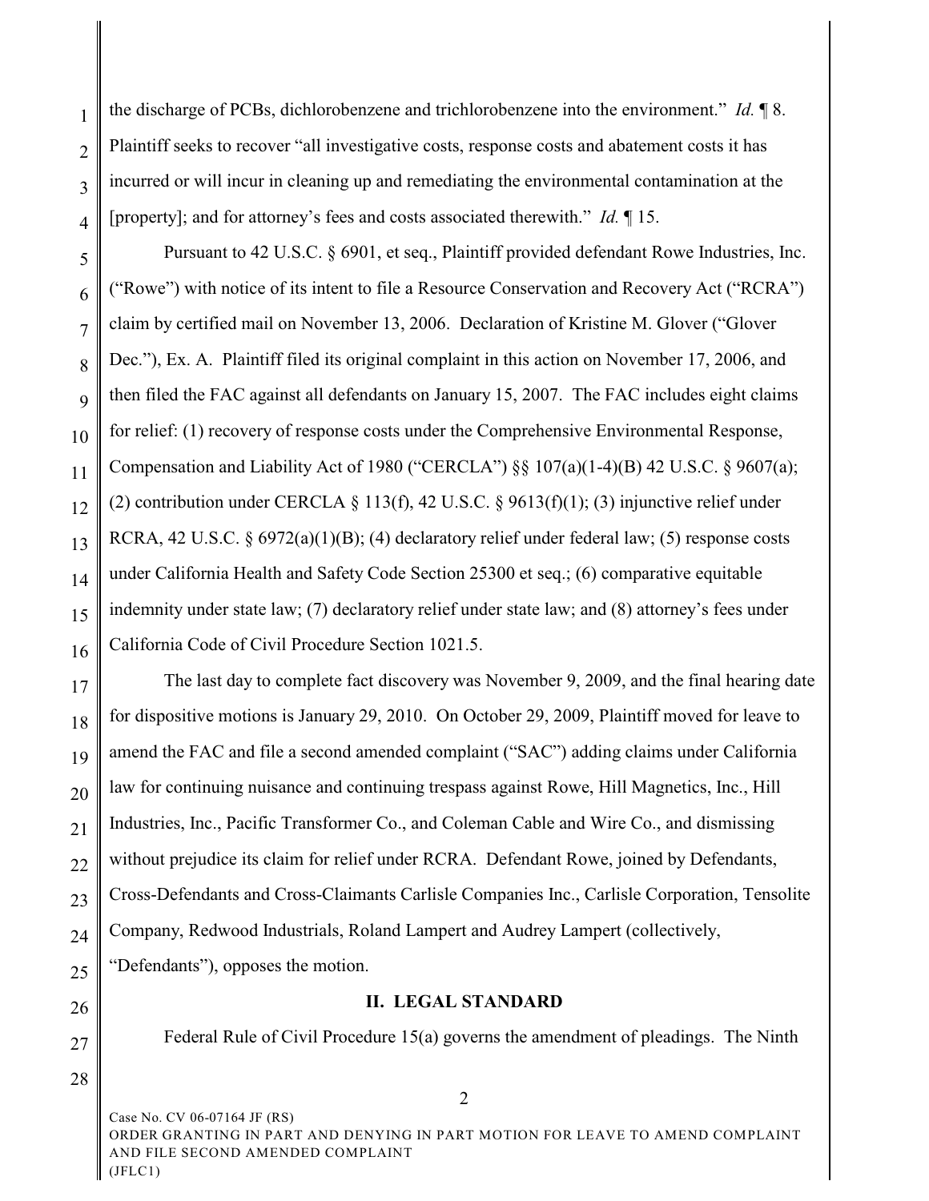the discharge of PCBs, dichlorobenzene and trichlorobenzene into the environment." *Id.* ¶ 8. Plaintiff seeks to recover "all investigative costs, response costs and abatement costs it has incurred or will incur in cleaning up and remediating the environmental contamination at the [property]; and for attorney's fees and costs associated therewith." *Id.* ¶ 15.

Pursuant to 42 U.S.C. § 6901, et seq., Plaintiff provided defendant Rowe Industries, Inc. ("Rowe") with notice of its intent to file a Resource Conservation and Recovery Act ("RCRA") claim by certified mail on November 13, 2006. Declaration of Kristine M. Glover ("Glover Dec."), Ex. A. Plaintiff filed its original complaint in this action on November 17, 2006, and then filed the FAC against all defendants on January 15, 2007. The FAC includes eight claims for relief: (1) recovery of response costs under the Comprehensive Environmental Response, Compensation and Liability Act of 1980 ("CERCLA") §§ 107(a)(1-4)(B) 42 U.S.C. § 9607(a); (2) contribution under CERCLA § 113(f), 42 U.S.C. § 9613(f)(1); (3) injunctive relief under RCRA, 42 U.S.C. § 6972(a)(1)(B); (4) declaratory relief under federal law; (5) response costs under California Health and Safety Code Section 25300 et seq.; (6) comparative equitable indemnity under state law; (7) declaratory relief under state law; and (8) attorney's fees under California Code of Civil Procedure Section 1021.5.

The last day to complete fact discovery was November 9, 2009, and the final hearing date for dispositive motions is January 29, 2010. On October 29, 2009, Plaintiff moved for leave to amend the FAC and file a second amended complaint ("SAC") adding claims under California law for continuing nuisance and continuing trespass against Rowe, Hill Magnetics, Inc., Hill Industries, Inc., Pacific Transformer Co., and Coleman Cable and Wire Co., and dismissing without prejudice its claim for relief under RCRA. Defendant Rowe, joined by Defendants, Cross-Defendants and Cross-Claimants Carlisle Companies Inc., Carlisle Corporation, Tensolite Company, Redwood Industrials, Roland Lampert and Audrey Lampert (collectively, "Defendants"), opposes the motion.

## II. LEGAL STANDARD

Federal Rule of Civil Procedure 15(a) governs the amendment of pleadings. The Ninth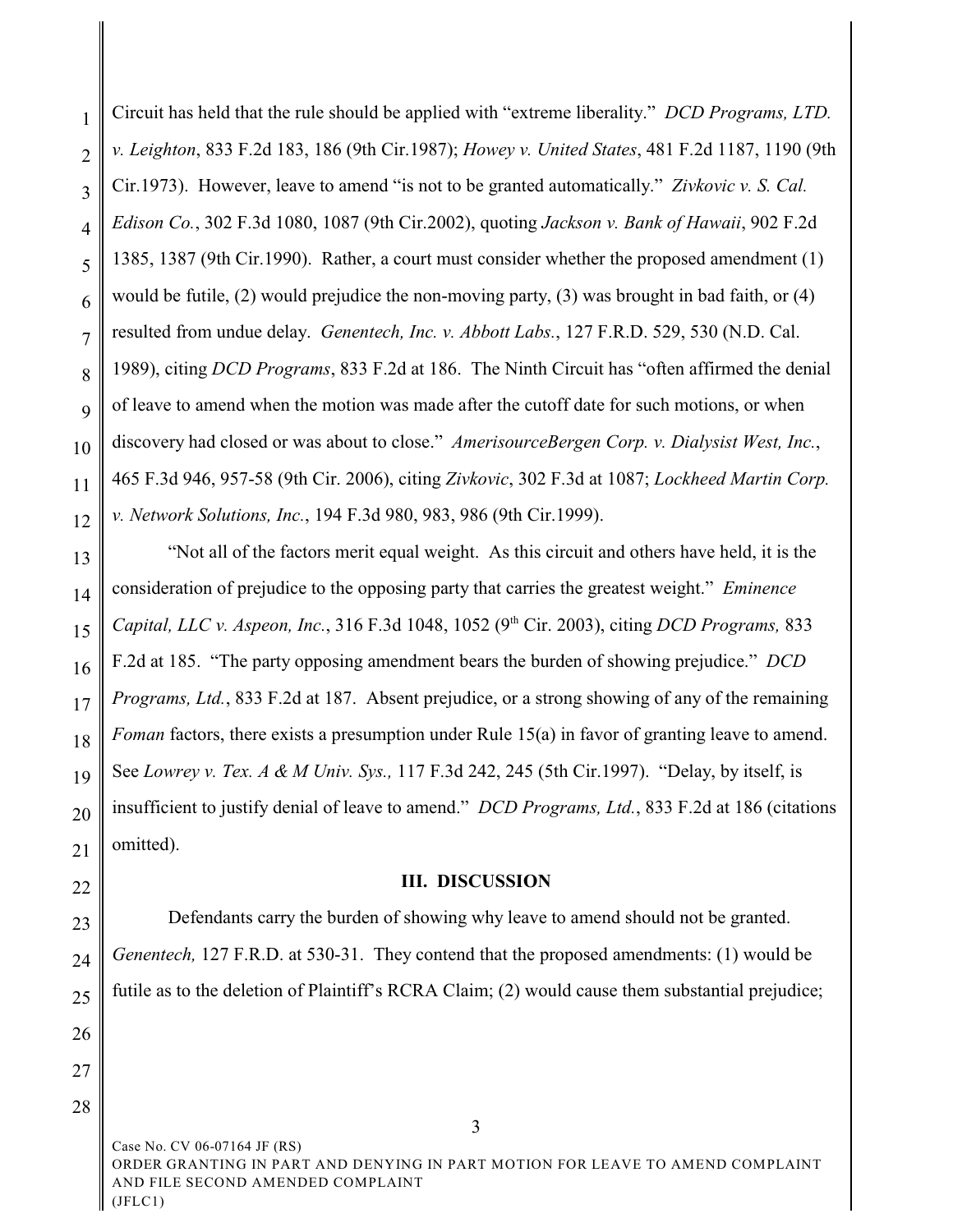Circuit has held that the rule should be applied with "extreme liberality." *DCD Programs, LTD. v. Leighton*, 833 F.2d 183, 186 (9th Cir.1987); *Howey v. United States*, 481 F.2d 1187, 1190 (9th Cir.1973). However, leave to amend "is not to be granted automatically." *Zivkovic v. S. Cal. Edison Co.*, 302 F.3d 1080, 1087 (9th Cir.2002), quoting *Jackson v. Bank of Hawaii*, 902 F.2d 1385, 1387 (9th Cir.1990). Rather, a court must consider whether the proposed amendment (1) would be futile, (2) would prejudice the non-moving party, (3) was brought in bad faith, or (4) resulted from undue delay. *Genentech, Inc. v. Abbott Labs.*, 127 F.R.D. 529, 530 (N.D. Cal. 1989), citing *DCD Programs*, 833 F.2d at 186. The Ninth Circuit has "often affirmed the denial of leave to amend when the motion was made after the cutoff date for such motions, or when discovery had closed or was about to close." *AmerisourceBergen Corp. v. Dialysist West, Inc.*, 465 F.3d 946, 957-58 (9th Cir. 2006), citing *Zivkovic*, 302 F.3d at 1087; *Lockheed Martin Corp. v. Network Solutions, Inc.*, 194 F.3d 980, 983, 986 (9th Cir.1999).

"Not all of the factors merit equal weight. As this circuit and others have held, it is the consideration of prejudice to the opposing party that carries the greatest weight." *Eminence Capital, LLC v. Aspeon, Inc.*, 316 F.3d 1048, 1052 (9th Cir. 2003), citing *DCD Programs,* 833 F.2d at 185. "The party opposing amendment bears the burden of showing prejudice." *DCD Programs, Ltd.*, 833 F.2d at 187. Absent prejudice, or a strong showing of any of the remaining *Foman* factors, there exists a presumption under Rule 15(a) in favor of granting leave to amend. See *Lowrey v. Tex. A & M Univ. Sys.,* 117 F.3d 242, 245 (5th Cir.1997). "Delay, by itself, is insufficient to justify denial of leave to amend." *DCD Programs, Ltd.*, 833 F.2d at 186 (citations omitted).

## III. DISCUSSION

Defendants carry the burden of showing why leave to amend should not be granted. *Genentech,* 127 F.R.D. at 530-31. They contend that the proposed amendments: (1) would be futile as to the deletion of Plaintiff's RCRA Claim; (2) would cause them substantial prejudice;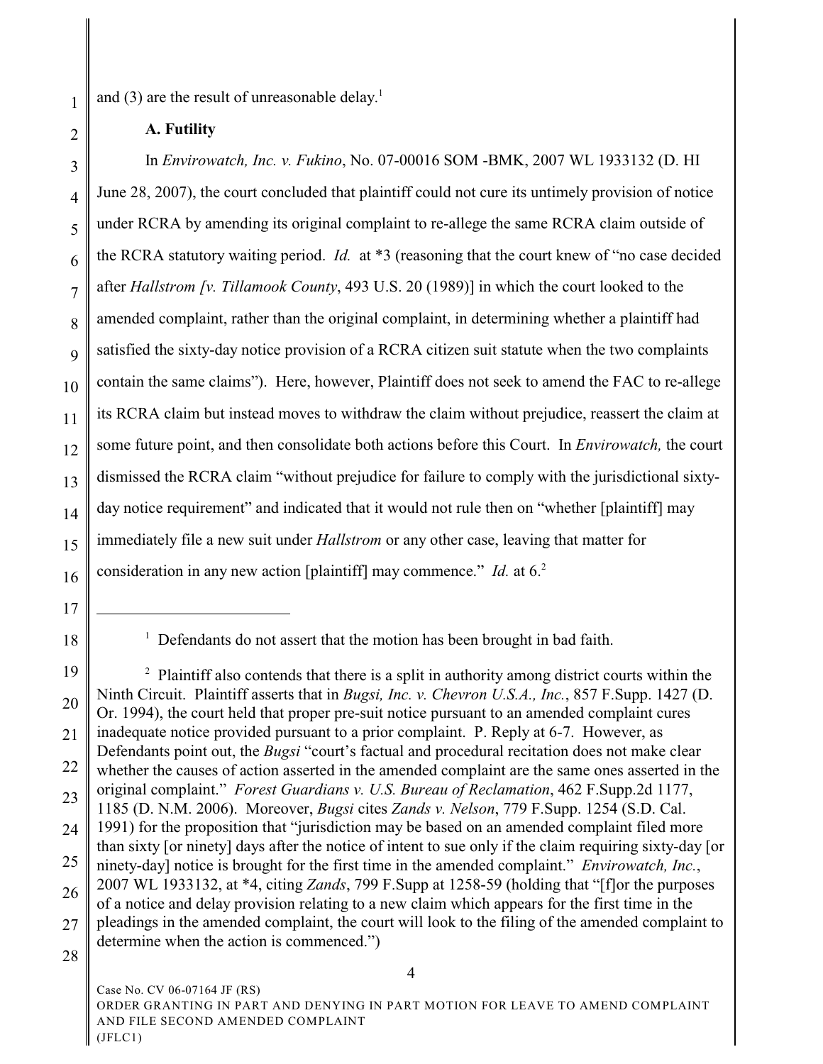and (3) are the result of unreasonable delay.[1]

**A. Futility**

In *Envirowatch, Inc. v. Fukino*, No. 07-00016 SOM -BMK, 2007 WL 1933132 (D. HI June 28, 2007), the court concluded that plaintiff could not cure its untimely provision of notice under RCRA by amending its original complaint to re-allege the same RCRA claim outside of the RCRA statutory waiting period. *Id.* at *3 (reasoning that the court knew of "no case decided after *Hallstrom [v. Tillamook County*, 493 U.S. 20 (1989)] in which the court looked to the amended complaint, rather than the original complaint, in determining whether a plaintiff had satisfied the sixty-day notice provision of a RCRA citizen suit statute when the two complaints contain the same claims"). Here, however, Plaintiff does not seek to amend the FAC to re-allege its RCRA claim but instead moves to withdraw the claim without prejudice, reassert the claim at some future point, and then consolidate both actions before this Court. In *Envirowatch,* the court dismissed the RCRA claim "without prejudice for failure to comply with the jurisdictional sixty-day notice requirement" and indicated that it would not rule then on "whether [plaintiff] may immediately file a new suit under *Hallstrom* or any other case, leaving that matter for consideration in any new action [plaintiff] may commence." *Id.* at 6.[2]

---

[1] Defendants do not assert that the motion has been brought in bad faith.

[2] Plaintiff also contends that there is a split in authority among district courts within the Ninth Circuit. Plaintiff asserts that in *Bugsi, Inc. v. Chevron U.S.A., Inc.*, 857 F.Supp. 1427 (D. Or. 1994), the court held that proper pre-suit notice pursuant to an amended complaint cures inadequate notice provided pursuant to a prior complaint. P. Reply at 6-7. However, as Defendants point out, the *Bugsi* "court's factual and procedural recitation does not make clear whether the causes of action asserted in the amended complaint are the same ones asserted in the original complaint." *Forest Guardians v. U.S. Bureau of Reclamation*, 462 F.Supp.2d 1177, 1185 (D. N.M. 2006). Moreover, *Bugsi* cites *Zands v. Nelson*, 779 F.Supp. 1254 (S.D. Cal. 1991) for the proposition that "jurisdiction may be based on an amended complaint filed more than sixty [or ninety] days after the notice of intent to sue only if the claim requiring sixty-day [or ninety-day] notice is brought for the first time in the amended complaint." *Envirowatch, Inc.*, 2007 WL 1933132, at *4, citing *Zands*, 799 F.Supp at 1258-59 (holding that "[f]or the purposes of a notice and delay provision relating to a new claim which appears for the first time in the pleadings in the amended complaint, the court will look to the filing of the amended complaint to determine when the action is commenced.")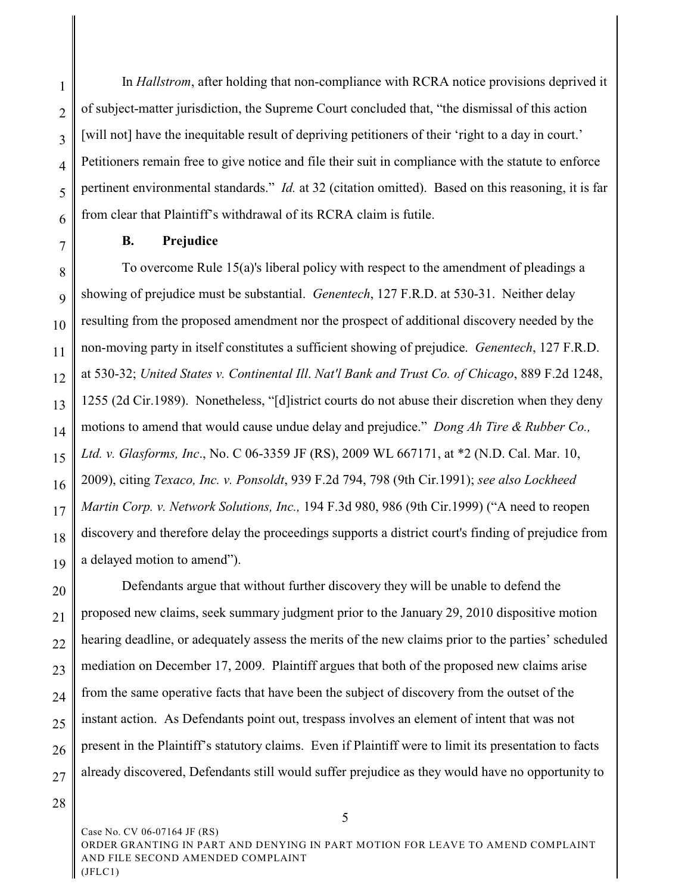In *Hallstrom*, after holding that non-compliance with RCRA notice provisions deprived it of subject-matter jurisdiction, the Supreme Court concluded that, "the dismissal of this action [will not] have the inequitable result of depriving petitioners of their 'right to a day in court.' Petitioners remain free to give notice and file their suit in compliance with the statute to enforce pertinent environmental standards." *Id.* at 32 (citation omitted). Based on this reasoning, it is far from clear that Plaintiff's withdrawal of its RCRA claim is futile.

### B. Prejudice

To overcome Rule 15(a)'s liberal policy with respect to the amendment of pleadings a showing of prejudice must be substantial. *Genentech*, 127 F.R.D. at 530-31. Neither delay resulting from the proposed amendment nor the prospect of additional discovery needed by the non-moving party in itself constitutes a sufficient showing of prejudice. *Genentech*, 127 F.R.D. at 530-32; *United States v. Continental Ill. Nat'l Bank and Trust Co. of Chicago*, 889 F.2d 1248, 1255 (2d Cir.1989). Nonetheless, "[d]istrict courts do not abuse their discretion when they deny motions to amend that would cause undue delay and prejudice." *Dong Ah Tire & Rubber Co., Ltd. v. Glasforms, Inc*., No. C 06-3359 JF (RS), 2009 WL 667171, at *2 (N.D. Cal. Mar. 10, 2009), citing *Texaco, Inc. v. Ponsoldt*, 939 F.2d 794, 798 (9th Cir.1991); *see also Lockheed Martin Corp. v. Network Solutions, Inc.,* 194 F.3d 980, 986 (9th Cir.1999) ("A need to reopen discovery and therefore delay the proceedings supports a district court's finding of prejudice from a delayed motion to amend").

Defendants argue that without further discovery they will be unable to defend the proposed new claims, seek summary judgment prior to the January 29, 2010 dispositive motion hearing deadline, or adequately assess the merits of the new claims prior to the parties' scheduled mediation on December 17, 2009. Plaintiff argues that both of the proposed new claims arise from the same operative facts that have been the subject of discovery from the outset of the instant action. As Defendants point out, trespass involves an element of intent that was not present in the Plaintiff's statutory claims. Even if Plaintiff were to limit its presentation to facts already discovered, Defendants still would suffer prejudice as they would have no opportunity to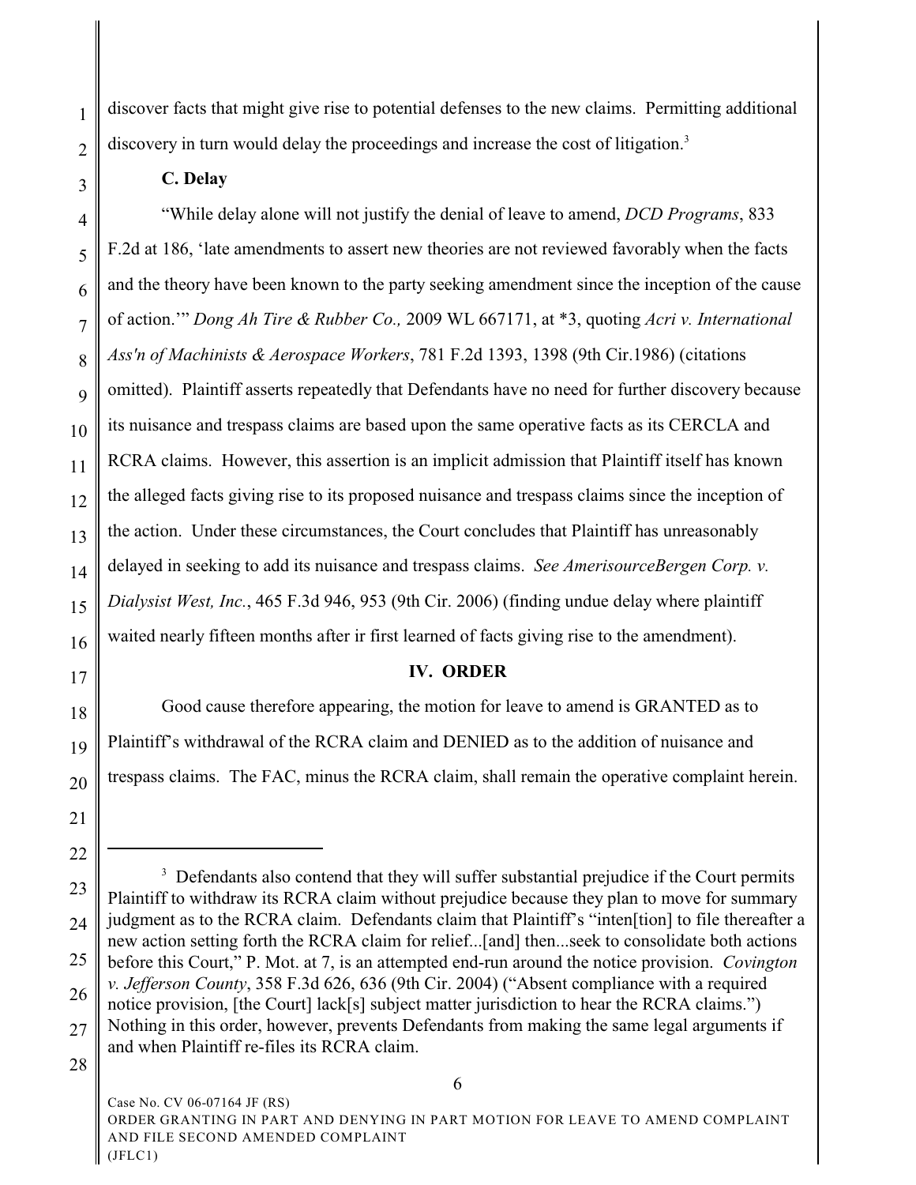discover facts that might give rise to potential defenses to the new claims. Permitting additional discovery in turn would delay the proceedings and increase the cost of litigation.[3]

**C. Delay**

"While delay alone will not justify the denial of leave to amend, *DCD Programs*, 833 F.2d at 186, 'late amendments to assert new theories are not reviewed favorably when the facts and the theory have been known to the party seeking amendment since the inception of the cause of action.'" *Dong Ah Tire & Rubber Co.,* 2009 WL 667171, at *3, quoting *Acri v. International Ass'n of Machinists & Aerospace Workers*, 781 F.2d 1393, 1398 (9th Cir.1986) (citations omitted). Plaintiff asserts repeatedly that Defendants have no need for further discovery because its nuisance and trespass claims are based upon the same operative facts as its CERCLA and RCRA claims. However, this assertion is an implicit admission that Plaintiff itself has known the alleged facts giving rise to its proposed nuisance and trespass claims since the inception of the action. Under these circumstances, the Court concludes that Plaintiff has unreasonably delayed in seeking to add its nuisance and trespass claims. *See AmerisourceBergen Corp. v. Dialysist West, Inc.*, 465 F.3d 946, 953 (9th Cir. 2006) (finding undue delay where plaintiff waited nearly fifteen months after ir first learned of facts giving rise to the amendment).

**IV. ORDER**

Good cause therefore appearing, the motion for leave to amend is GRANTED as to Plaintiff's withdrawal of the RCRA claim and DENIED as to the addition of nuisance and trespass claims. The FAC, minus the RCRA claim, shall remain the operative complaint herein.

---

[3] Defendants also contend that they will suffer substantial prejudice if the Court permits Plaintiff to withdraw its RCRA claim without prejudice because they plan to move for summary judgment as to the RCRA claim. Defendants claim that Plaintiff's "inten[tion] to file thereafter a new action setting forth the RCRA claim for relief...[and] then...seek to consolidate both actions before this Court," P. Mot. at 7, is an attempted end-run around the notice provision. *Covington v. Jefferson County*, 358 F.3d 626, 636 (9th Cir. 2004) ("Absent compliance with a required notice provision, [the Court] lack[s] subject matter jurisdiction to hear the RCRA claims.") Nothing in this order, however, prevents Defendants from making the same legal arguments if and when Plaintiff re-files its RCRA claim.

Case No. CV 06-07164 JF (RS)
ORDER GRANTING IN PART AND DENYING IN PART MOTION FOR LEAVE TO AMEND COMPLAINT AND FILE SECOND AMENDED COMPLAINT
(JFLC1)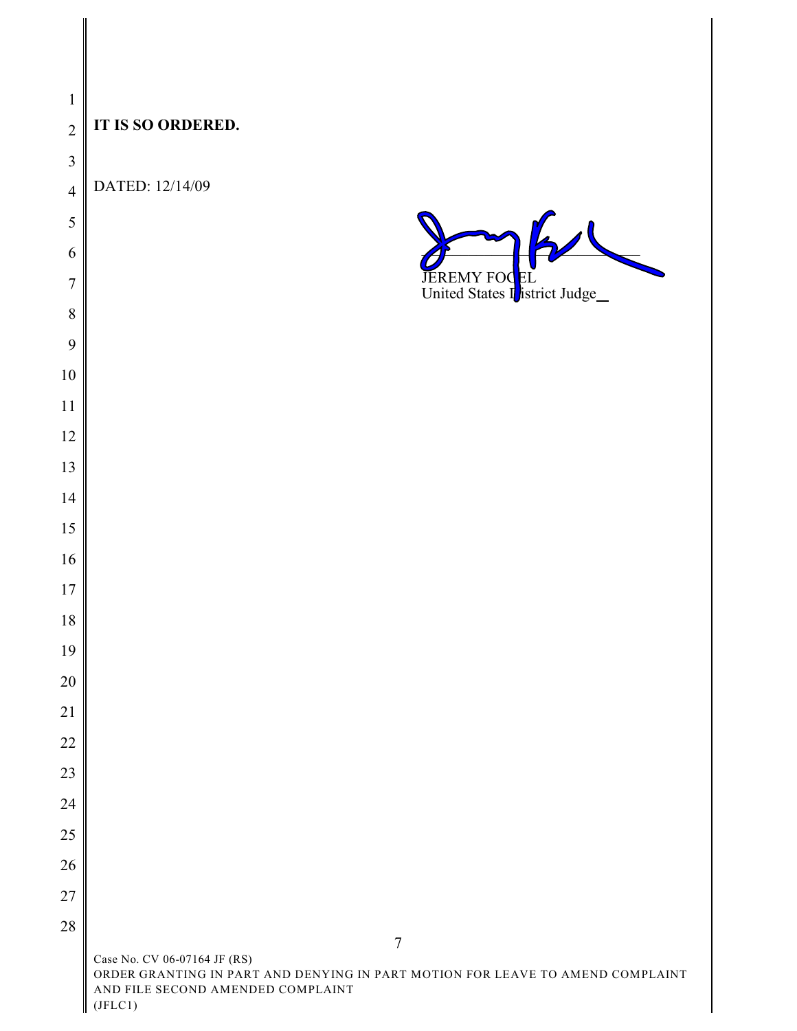**IT IS SO ORDERED.**

DATED: 12/14/09

JEREMY FOGEL
United States District Judge

Case No. CV 06-07164 JF (RS)
ORDER GRANTING IN PART AND DENYING IN PART MOTION FOR LEAVE TO AMEND COMPLAINT AND FILE SECOND AMENDED COMPLAINT
(JFLC1)